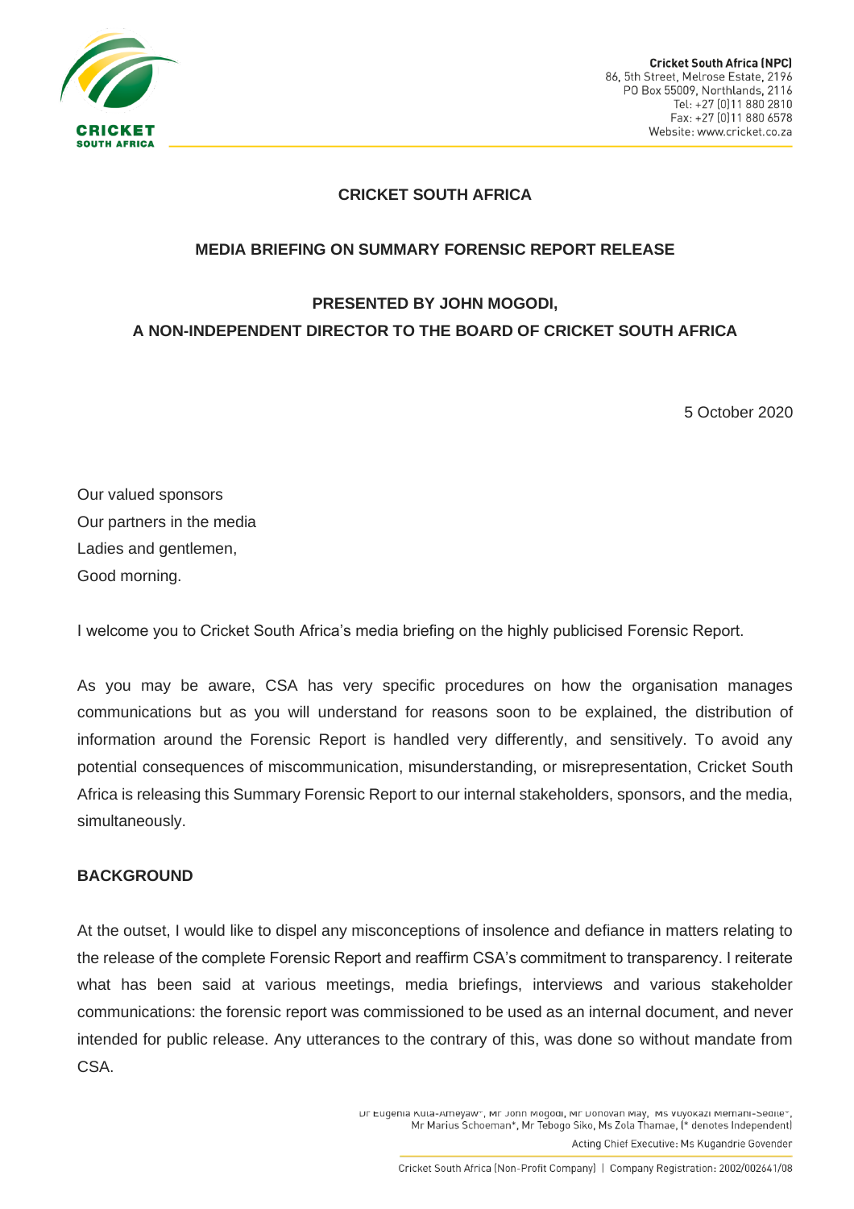# CRICKET SOUTH AFRICA

## MEDIA BRIEFING ON SUMMARY FORENSIC REPORT RELEASE

### PRESENTED BY JOHN MOGODI, A NON-INDEPENDENT DIRECTOR TO THE BOARD OF CRICKET SOUTH AFRICA

5 October 2020

Our valued sponsors
Our partners in the media
Ladies and gentlemen,
Good morning.

I welcome you to Cricket South Africa's media briefing on the highly publicised Forensic Report.

As you may be aware, CSA has very specific procedures on how the organisation manages communications but as you will understand for reasons soon to be explained, the distribution of information around the Forensic Report is handled very differently, and sensitively. To avoid any potential consequences of miscommunication, misunderstanding, or misrepresentation, Cricket South Africa is releasing this Summary Forensic Report to our internal stakeholders, sponsors, and the media, simultaneously.

**BACKGROUND**

At the outset, I would like to dispel any misconceptions of insolence and defiance in matters relating to the release of the complete Forensic Report and reaffirm CSA's commitment to transparency. I reiterate what has been said at various meetings, media briefings, interviews and various stakeholder communications: the forensic report was commissioned to be used as an internal document, and never intended for public release. Any utterances to the contrary of this, was done so without mandate from CSA.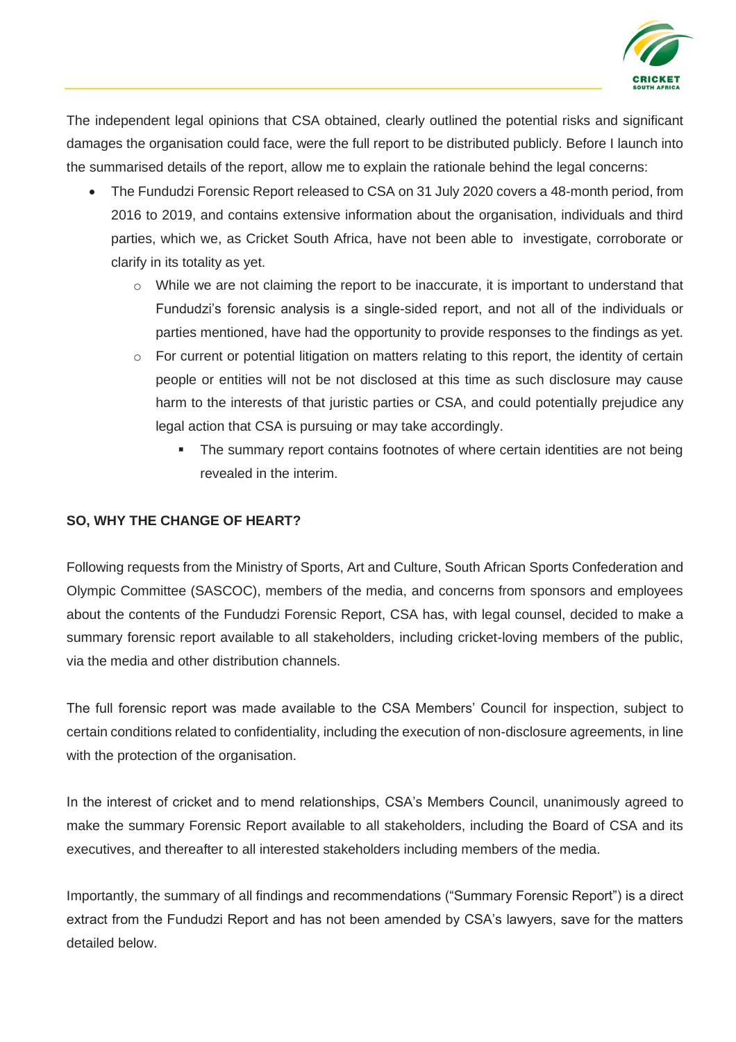The independent legal opinions that CSA obtained, clearly outlined the potential risks and significant damages the organisation could face, were the full report to be distributed publicly. Before I launch into the summarised details of the report, allow me to explain the rationale behind the legal concerns:

- The Fundudzi Forensic Report released to CSA on 31 July 2020 covers a 48-month period, from 2016 to 2019, and contains extensive information about the organisation, individuals and third parties, which we, as Cricket South Africa, have not been able to investigate, corroborate or clarify in its totality as yet.
  - While we are not claiming the report to be inaccurate, it is important to understand that Fundudzi's forensic analysis is a single-sided report, and not all of the individuals or parties mentioned, have had the opportunity to provide responses to the findings as yet.
  - For current or potential litigation on matters relating to this report, the identity of certain people or entities will not be not disclosed at this time as such disclosure may cause harm to the interests of that juristic parties or CSA, and could potentially prejudice any legal action that CSA is pursuing or may take accordingly.
    - The summary report contains footnotes of where certain identities are not being revealed in the interim.

**SO, WHY THE CHANGE OF HEART?**

Following requests from the Ministry of Sports, Art and Culture, South African Sports Confederation and Olympic Committee (SASCOC), members of the media, and concerns from sponsors and employees about the contents of the Fundudzi Forensic Report, CSA has, with legal counsel, decided to make a summary forensic report available to all stakeholders, including cricket-loving members of the public, via the media and other distribution channels.

The full forensic report was made available to the CSA Members' Council for inspection, subject to certain conditions related to confidentiality, including the execution of non-disclosure agreements, in line with the protection of the organisation.

In the interest of cricket and to mend relationships, CSA's Members Council, unanimously agreed to make the summary Forensic Report available to all stakeholders, including the Board of CSA and its executives, and thereafter to all interested stakeholders including members of the media.

Importantly, the summary of all findings and recommendations ("Summary Forensic Report") is a direct extract from the Fundudzi Report and has not been amended by CSA's lawyers, save for the matters detailed below.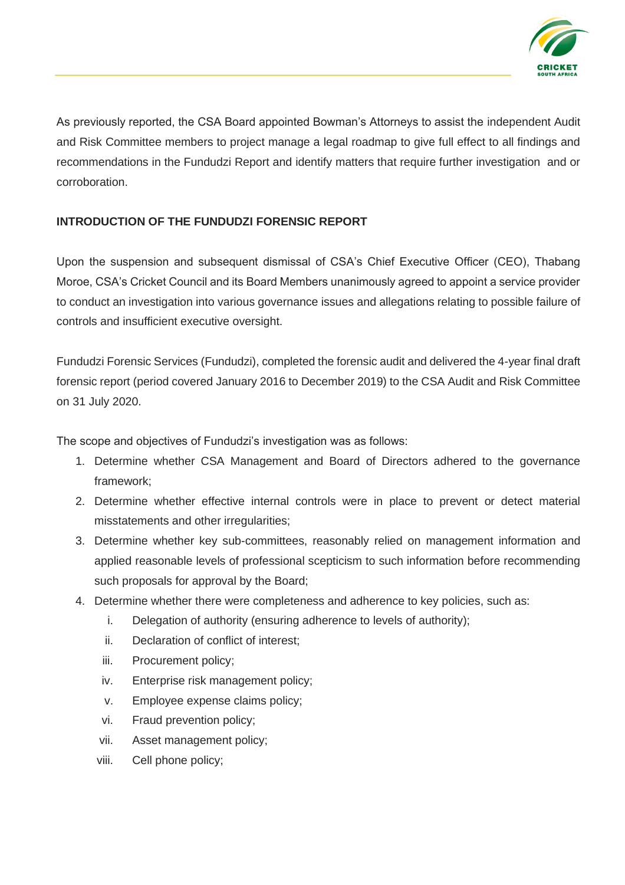As previously reported, the CSA Board appointed Bowman's Attorneys to assist the independent Audit and Risk Committee members to project manage a legal roadmap to give full effect to all findings and recommendations in the Fundudzi Report and identify matters that require further investigation and or corroboration.

**INTRODUCTION OF THE FUNDUDZI FORENSIC REPORT**

Upon the suspension and subsequent dismissal of CSA's Chief Executive Officer (CEO), Thabang Moroe, CSA's Cricket Council and its Board Members unanimously agreed to appoint a service provider to conduct an investigation into various governance issues and allegations relating to possible failure of controls and insufficient executive oversight.

Fundudzi Forensic Services (Fundudzi), completed the forensic audit and delivered the 4-year final draft forensic report (period covered January 2016 to December 2019) to the CSA Audit and Risk Committee on 31 July 2020.

The scope and objectives of Fundudzi's investigation was as follows:

1. Determine whether CSA Management and Board of Directors adhered to the governance framework;
2. Determine whether effective internal controls were in place to prevent or detect material misstatements and other irregularities;
3. Determine whether key sub-committees, reasonably relied on management information and applied reasonable levels of professional scepticism to such information before recommending such proposals for approval by the Board;
4. Determine whether there were completeness and adherence to key policies, such as:
    i. Delegation of authority (ensuring adherence to levels of authority);
    ii. Declaration of conflict of interest;
    iii. Procurement policy;
    iv. Enterprise risk management policy;
    v. Employee expense claims policy;
    vi. Fraud prevention policy;
    vii. Asset management policy;
    viii. Cell phone policy;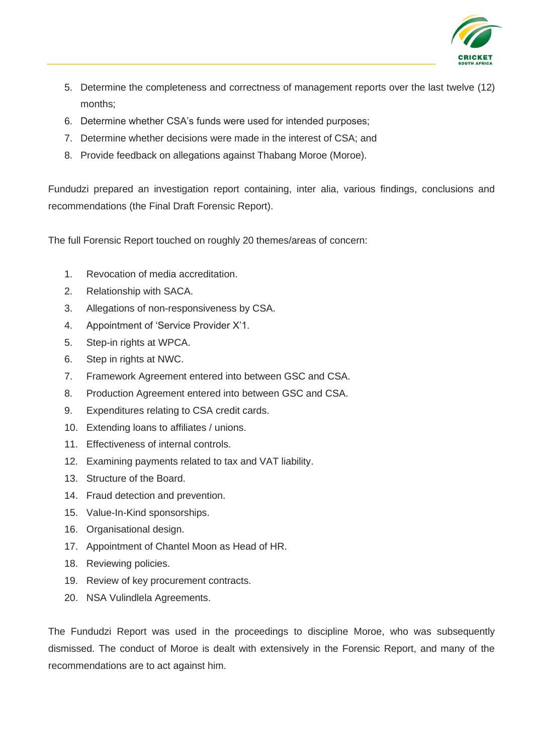5. Determine the completeness and correctness of management reports over the last twelve (12) months;
6. Determine whether CSA's funds were used for intended purposes;
7. Determine whether decisions were made in the interest of CSA; and
8. Provide feedback on allegations against Thabang Moroe (Moroe).

Fundudzi prepared an investigation report containing, inter alia, various findings, conclusions and recommendations (the Final Draft Forensic Report).

The full Forensic Report touched on roughly 20 themes/areas of concern:

1. Revocation of media accreditation.
2. Relationship with SACA.
3. Allegations of non-responsiveness by CSA.
4. Appointment of 'Service Provider X'1.
5. Step-in rights at WPCA.
6. Step in rights at NWC.
7. Framework Agreement entered into between GSC and CSA.
8. Production Agreement entered into between GSC and CSA.
9. Expenditures relating to CSA credit cards.
10. Extending loans to affiliates / unions.
11. Effectiveness of internal controls.
12. Examining payments related to tax and VAT liability.
13. Structure of the Board.
14. Fraud detection and prevention.
15. Value-In-Kind sponsorships.
16. Organisational design.
17. Appointment of Chantel Moon as Head of HR.
18. Reviewing policies.
19. Review of key procurement contracts.
20. NSA Vulindlela Agreements.

The Fundudzi Report was used in the proceedings to discipline Moroe, who was subsequently dismissed. The conduct of Moroe is dealt with extensively in the Forensic Report, and many of the recommendations are to act against him.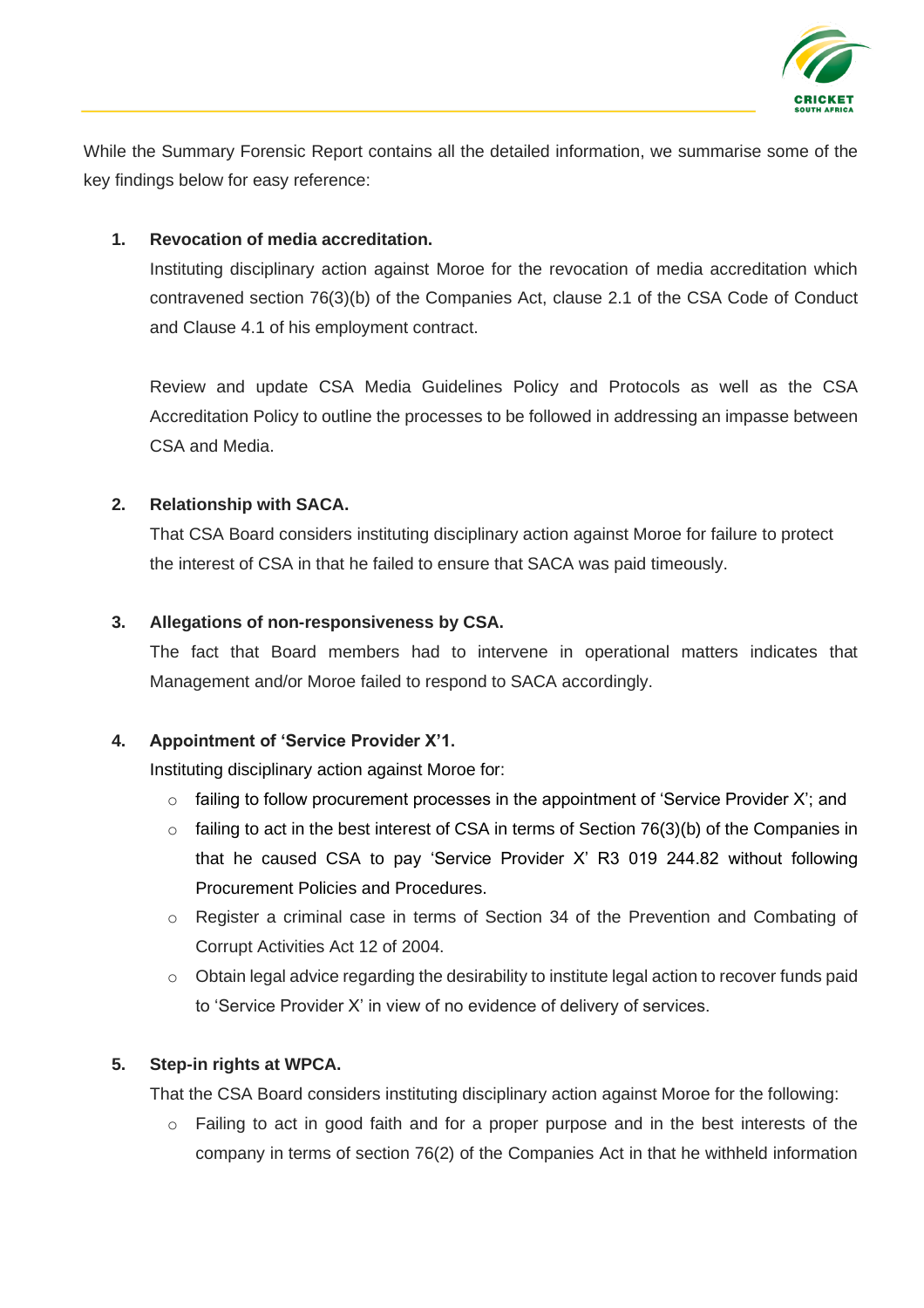While the Summary Forensic Report contains all the detailed information, we summarise some of the key findings below for easy reference:

1. **Revocation of media accreditation.**

   Instituting disciplinary action against Moroe for the revocation of media accreditation which contravened section 76(3)(b) of the Companies Act, clause 2.1 of the CSA Code of Conduct and Clause 4.1 of his employment contract.

   Review and update CSA Media Guidelines Policy and Protocols as well as the CSA Accreditation Policy to outline the processes to be followed in addressing an impasse between CSA and Media.

2. **Relationship with SACA.**

   That CSA Board considers instituting disciplinary action against Moroe for failure to protect the interest of CSA in that he failed to ensure that SACA was paid timeously.

3. **Allegations of non-responsiveness by CSA.**

   The fact that Board members had to intervene in operational matters indicates that Management and/or Moroe failed to respond to SACA accordingly.

4. **Appointment of 'Service Provider X'1.**

   Instituting disciplinary action against Moroe for:

   - failing to follow procurement processes in the appointment of 'Service Provider X'; and
   - failing to act in the best interest of CSA in terms of Section 76(3)(b) of the Companies in that he caused CSA to pay 'Service Provider X' R3 019 244.82 without following Procurement Policies and Procedures.
   - Register a criminal case in terms of Section 34 of the Prevention and Combating of Corrupt Activities Act 12 of 2004.
   - Obtain legal advice regarding the desirability to institute legal action to recover funds paid to 'Service Provider X' in view of no evidence of delivery of services.

5. **Step-in rights at WPCA.**

   That the CSA Board considers instituting disciplinary action against Moroe for the following:

   - Failing to act in good faith and for a proper purpose and in the best interests of the company in terms of section 76(2) of the Companies Act in that he withheld information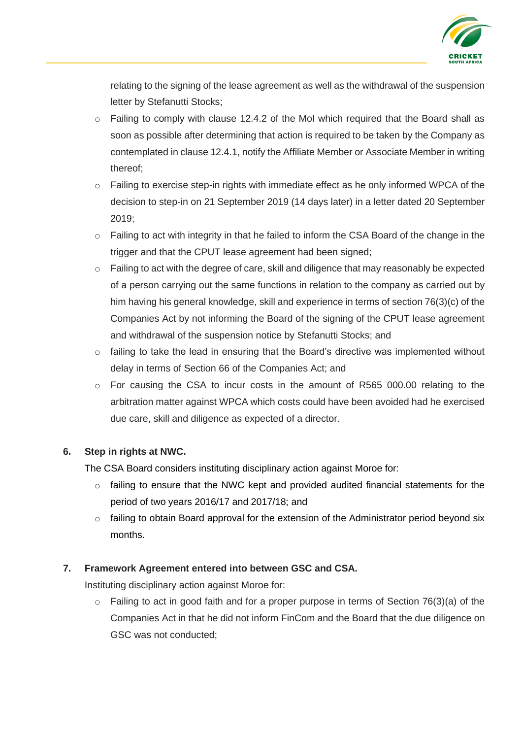relating to the signing of the lease agreement as well as the withdrawal of the suspension letter by Stefanutti Stocks;

- Failing to comply with clause 12.4.2 of the MoI which required that the Board shall as soon as possible after determining that action is required to be taken by the Company as contemplated in clause 12.4.1, notify the Affiliate Member or Associate Member in writing thereof;
- Failing to exercise step-in rights with immediate effect as he only informed WPCA of the decision to step-in on 21 September 2019 (14 days later) in a letter dated 20 September 2019;
- Failing to act with integrity in that he failed to inform the CSA Board of the change in the trigger and that the CPUT lease agreement had been signed;
- Failing to act with the degree of care, skill and diligence that may reasonably be expected of a person carrying out the same functions in relation to the company as carried out by him having his general knowledge, skill and experience in terms of section 76(3)(c) of the Companies Act by not informing the Board of the signing of the CPUT lease agreement and withdrawal of the suspension notice by Stefanutti Stocks; and
- failing to take the lead in ensuring that the Board's directive was implemented without delay in terms of Section 66 of the Companies Act; and
- For causing the CSA to incur costs in the amount of R565 000.00 relating to the arbitration matter against WPCA which costs could have been avoided had he exercised due care, skill and diligence as expected of a director.

**6. Step in rights at NWC.**

The CSA Board considers instituting disciplinary action against Moroe for:

- failing to ensure that the NWC kept and provided audited financial statements for the period of two years 2016/17 and 2017/18; and
- failing to obtain Board approval for the extension of the Administrator period beyond six months.

**7. Framework Agreement entered into between GSC and CSA.**

Instituting disciplinary action against Moroe for:

- Failing to act in good faith and for a proper purpose in terms of Section 76(3)(a) of the Companies Act in that he did not inform FinCom and the Board that the due diligence on GSC was not conducted;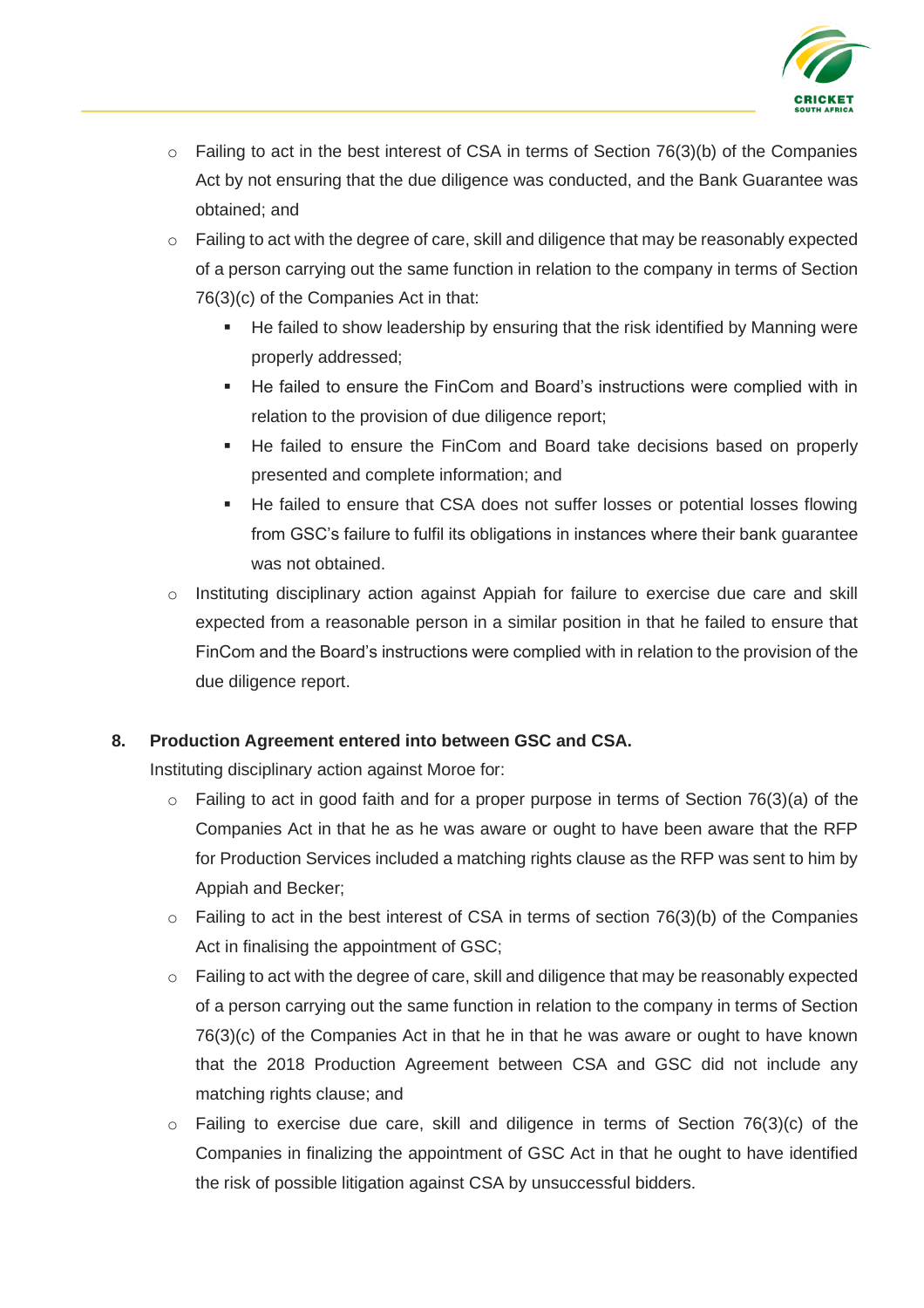- Failing to act in the best interest of CSA in terms of Section 76(3)(b) of the Companies Act by not ensuring that the due diligence was conducted, and the Bank Guarantee was obtained; and
- Failing to act with the degree of care, skill and diligence that may be reasonably expected of a person carrying out the same function in relation to the company in terms of Section 76(3)(c) of the Companies Act in that:
  - He failed to show leadership by ensuring that the risk identified by Manning were properly addressed;
  - He failed to ensure the FinCom and Board's instructions were complied with in relation to the provision of due diligence report;
  - He failed to ensure the FinCom and Board take decisions based on properly presented and complete information; and
  - He failed to ensure that CSA does not suffer losses or potential losses flowing from GSC's failure to fulfil its obligations in instances where their bank guarantee was not obtained.
- Instituting disciplinary action against Appiah for failure to exercise due care and skill expected from a reasonable person in a similar position in that he failed to ensure that FinCom and the Board's instructions were complied with in relation to the provision of the due diligence report.

**8. Production Agreement entered into between GSC and CSA.**

Instituting disciplinary action against Moroe for:

- Failing to act in good faith and for a proper purpose in terms of Section 76(3)(a) of the Companies Act in that he as he was aware or ought to have been aware that the RFP for Production Services included a matching rights clause as the RFP was sent to him by Appiah and Becker;
- Failing to act in the best interest of CSA in terms of section 76(3)(b) of the Companies Act in finalising the appointment of GSC;
- Failing to act with the degree of care, skill and diligence that may be reasonably expected of a person carrying out the same function in relation to the company in terms of Section 76(3)(c) of the Companies Act in that he in that he was aware or ought to have known that the 2018 Production Agreement between CSA and GSC did not include any matching rights clause; and
- Failing to exercise due care, skill and diligence in terms of Section 76(3)(c) of the Companies in finalizing the appointment of GSC Act in that he ought to have identified the risk of possible litigation against CSA by unsuccessful bidders.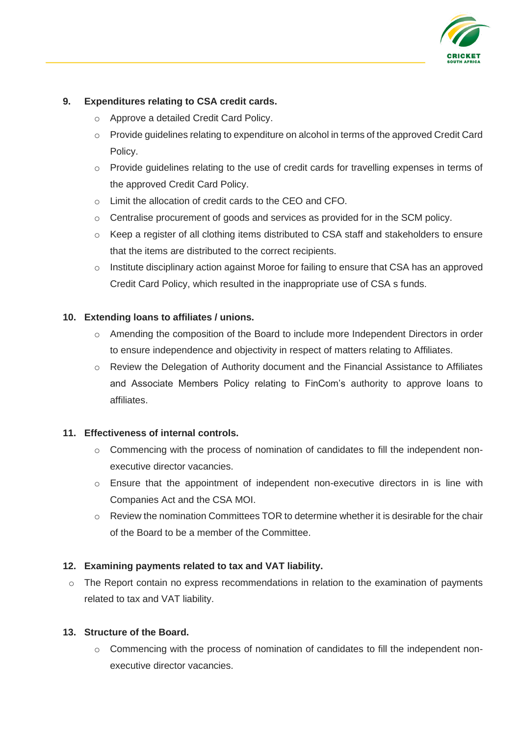**9. Expenditures relating to CSA credit cards.**

- Approve a detailed Credit Card Policy.
- Provide guidelines relating to expenditure on alcohol in terms of the approved Credit Card Policy.
- Provide guidelines relating to the use of credit cards for travelling expenses in terms of the approved Credit Card Policy.
- Limit the allocation of credit cards to the CEO and CFO.
- Centralise procurement of goods and services as provided for in the SCM policy.
- Keep a register of all clothing items distributed to CSA staff and stakeholders to ensure that the items are distributed to the correct recipients.
- Institute disciplinary action against Moroe for failing to ensure that CSA has an approved Credit Card Policy, which resulted in the inappropriate use of CSA s funds.

**10. Extending loans to affiliates / unions.**

- Amending the composition of the Board to include more Independent Directors in order to ensure independence and objectivity in respect of matters relating to Affiliates.
- Review the Delegation of Authority document and the Financial Assistance to Affiliates and Associate Members Policy relating to FinCom's authority to approve loans to affiliates.

**11. Effectiveness of internal controls.**

- Commencing with the process of nomination of candidates to fill the independent non-executive director vacancies.
- Ensure that the appointment of independent non-executive directors in is line with Companies Act and the CSA MOI.
- Review the nomination Committees TOR to determine whether it is desirable for the chair of the Board to be a member of the Committee.

**12. Examining payments related to tax and VAT liability.**

- The Report contain no express recommendations in relation to the examination of payments related to tax and VAT liability.

**13. Structure of the Board.**

- Commencing with the process of nomination of candidates to fill the independent non-executive director vacancies.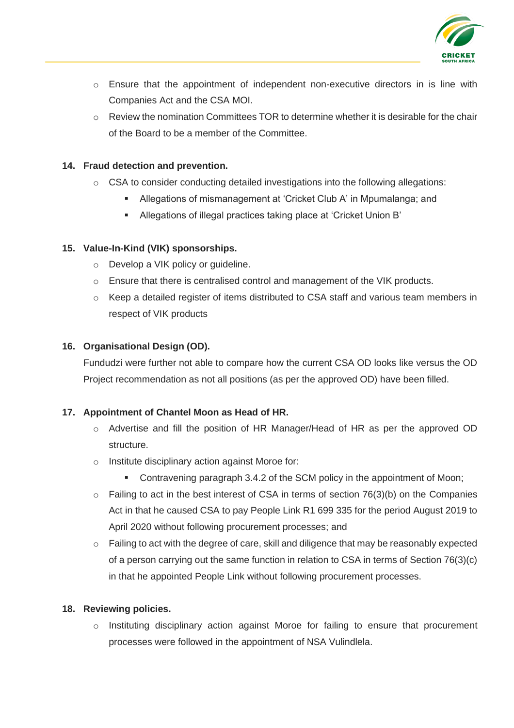- Ensure that the appointment of independent non-executive directors in is line with Companies Act and the CSA MOI.
- Review the nomination Committees TOR to determine whether it is desirable for the chair of the Board to be a member of the Committee.

**14. Fraud detection and prevention.**

- CSA to consider conducting detailed investigations into the following allegations:
  - Allegations of mismanagement at 'Cricket Club A' in Mpumalanga; and
  - Allegations of illegal practices taking place at 'Cricket Union B'

**15. Value-In-Kind (VIK) sponsorships.**

- Develop a VIK policy or guideline.
- Ensure that there is centralised control and management of the VIK products.
- Keep a detailed register of items distributed to CSA staff and various team members in respect of VIK products

**16. Organisational Design (OD).**

Fundudzi were further not able to compare how the current CSA OD looks like versus the OD Project recommendation as not all positions (as per the approved OD) have been filled.

**17. Appointment of Chantel Moon as Head of HR.**

- Advertise and fill the position of HR Manager/Head of HR as per the approved OD structure.
- Institute disciplinary action against Moroe for:
  - Contravening paragraph 3.4.2 of the SCM policy in the appointment of Moon;
- Failing to act in the best interest of CSA in terms of section 76(3)(b) on the Companies Act in that he caused CSA to pay People Link R1 699 335 for the period August 2019 to April 2020 without following procurement processes; and
- Failing to act with the degree of care, skill and diligence that may be reasonably expected of a person carrying out the same function in relation to CSA in terms of Section 76(3)(c) in that he appointed People Link without following procurement processes.

**18. Reviewing policies.**

- Instituting disciplinary action against Moroe for failing to ensure that procurement processes were followed in the appointment of NSA Vulindlela.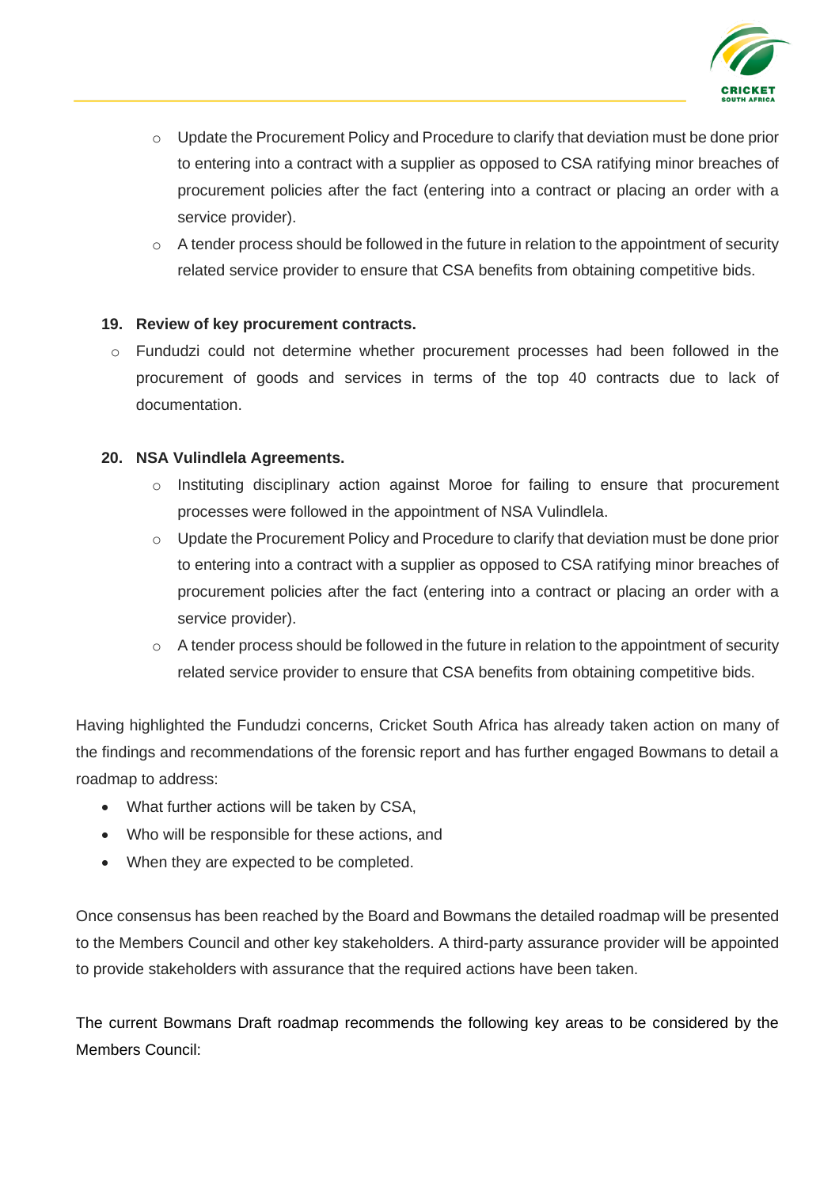- Update the Procurement Policy and Procedure to clarify that deviation must be done prior to entering into a contract with a supplier as opposed to CSA ratifying minor breaches of procurement policies after the fact (entering into a contract or placing an order with a service provider).
- A tender process should be followed in the future in relation to the appointment of security related service provider to ensure that CSA benefits from obtaining competitive bids.

**19. Review of key procurement contracts.**

- Fundudzi could not determine whether procurement processes had been followed in the procurement of goods and services in terms of the top 40 contracts due to lack of documentation.

**20. NSA Vulindlela Agreements.**

- Instituting disciplinary action against Moroe for failing to ensure that procurement processes were followed in the appointment of NSA Vulindlela.
- Update the Procurement Policy and Procedure to clarify that deviation must be done prior to entering into a contract with a supplier as opposed to CSA ratifying minor breaches of procurement policies after the fact (entering into a contract or placing an order with a service provider).
- A tender process should be followed in the future in relation to the appointment of security related service provider to ensure that CSA benefits from obtaining competitive bids.

Having highlighted the Fundudzi concerns, Cricket South Africa has already taken action on many of the findings and recommendations of the forensic report and has further engaged Bowmans to detail a roadmap to address:

- What further actions will be taken by CSA,
- Who will be responsible for these actions, and
- When they are expected to be completed.

Once consensus has been reached by the Board and Bowmans the detailed roadmap will be presented to the Members Council and other key stakeholders. A third-party assurance provider will be appointed to provide stakeholders with assurance that the required actions have been taken.

The current Bowmans Draft roadmap recommends the following key areas to be considered by the Members Council: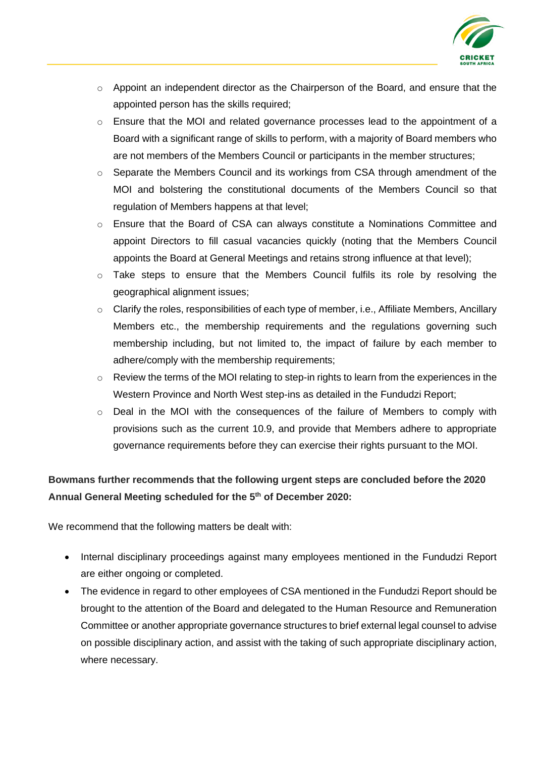- Appoint an independent director as the Chairperson of the Board, and ensure that the appointed person has the skills required;
- Ensure that the MOI and related governance processes lead to the appointment of a Board with a significant range of skills to perform, with a majority of Board members who are not members of the Members Council or participants in the member structures;
- Separate the Members Council and its workings from CSA through amendment of the MOI and bolstering the constitutional documents of the Members Council so that regulation of Members happens at that level;
- Ensure that the Board of CSA can always constitute a Nominations Committee and appoint Directors to fill casual vacancies quickly (noting that the Members Council appoints the Board at General Meetings and retains strong influence at that level);
- Take steps to ensure that the Members Council fulfils its role by resolving the geographical alignment issues;
- Clarify the roles, responsibilities of each type of member, i.e., Affiliate Members, Ancillary Members etc., the membership requirements and the regulations governing such membership including, but not limited to, the impact of failure by each member to adhere/comply with the membership requirements;
- Review the terms of the MOI relating to step-in rights to learn from the experiences in the Western Province and North West step-ins as detailed in the Fundudzi Report;
- Deal in the MOI with the consequences of the failure of Members to comply with provisions such as the current 10.9, and provide that Members adhere to appropriate governance requirements before they can exercise their rights pursuant to the MOI.

**Bowmans further recommends that the following urgent steps are concluded before the 2020 Annual General Meeting scheduled for the 5th of December 2020:**

We recommend that the following matters be dealt with:

- Internal disciplinary proceedings against many employees mentioned in the Fundudzi Report are either ongoing or completed.
- The evidence in regard to other employees of CSA mentioned in the Fundudzi Report should be brought to the attention of the Board and delegated to the Human Resource and Remuneration Committee or another appropriate governance structures to brief external legal counsel to advise on possible disciplinary action, and assist with the taking of such appropriate disciplinary action, where necessary.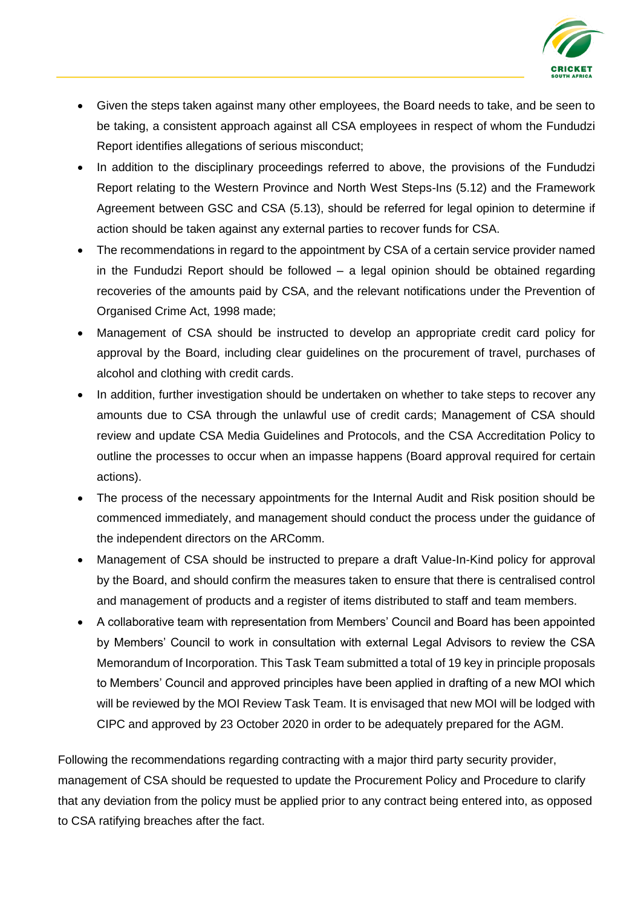- Given the steps taken against many other employees, the Board needs to take, and be seen to be taking, a consistent approach against all CSA employees in respect of whom the Fundudzi Report identifies allegations of serious misconduct;
- In addition to the disciplinary proceedings referred to above, the provisions of the Fundudzi Report relating to the Western Province and North West Steps-Ins (5.12) and the Framework Agreement between GSC and CSA (5.13), should be referred for legal opinion to determine if action should be taken against any external parties to recover funds for CSA.
- The recommendations in regard to the appointment by CSA of a certain service provider named in the Fundudzi Report should be followed – a legal opinion should be obtained regarding recoveries of the amounts paid by CSA, and the relevant notifications under the Prevention of Organised Crime Act, 1998 made;
- Management of CSA should be instructed to develop an appropriate credit card policy for approval by the Board, including clear guidelines on the procurement of travel, purchases of alcohol and clothing with credit cards.
- In addition, further investigation should be undertaken on whether to take steps to recover any amounts due to CSA through the unlawful use of credit cards; Management of CSA should review and update CSA Media Guidelines and Protocols, and the CSA Accreditation Policy to outline the processes to occur when an impasse happens (Board approval required for certain actions).
- The process of the necessary appointments for the Internal Audit and Risk position should be commenced immediately, and management should conduct the process under the guidance of the independent directors on the ARComm.
- Management of CSA should be instructed to prepare a draft Value-In-Kind policy for approval by the Board, and should confirm the measures taken to ensure that there is centralised control and management of products and a register of items distributed to staff and team members.
- A collaborative team with representation from Members' Council and Board has been appointed by Members' Council to work in consultation with external Legal Advisors to review the CSA Memorandum of Incorporation. This Task Team submitted a total of 19 key in principle proposals to Members' Council and approved principles have been applied in drafting of a new MOI which will be reviewed by the MOI Review Task Team. It is envisaged that new MOI will be lodged with CIPC and approved by 23 October 2020 in order to be adequately prepared for the AGM.

Following the recommendations regarding contracting with a major third party security provider, management of CSA should be requested to update the Procurement Policy and Procedure to clarify that any deviation from the policy must be applied prior to any contract being entered into, as opposed to CSA ratifying breaches after the fact.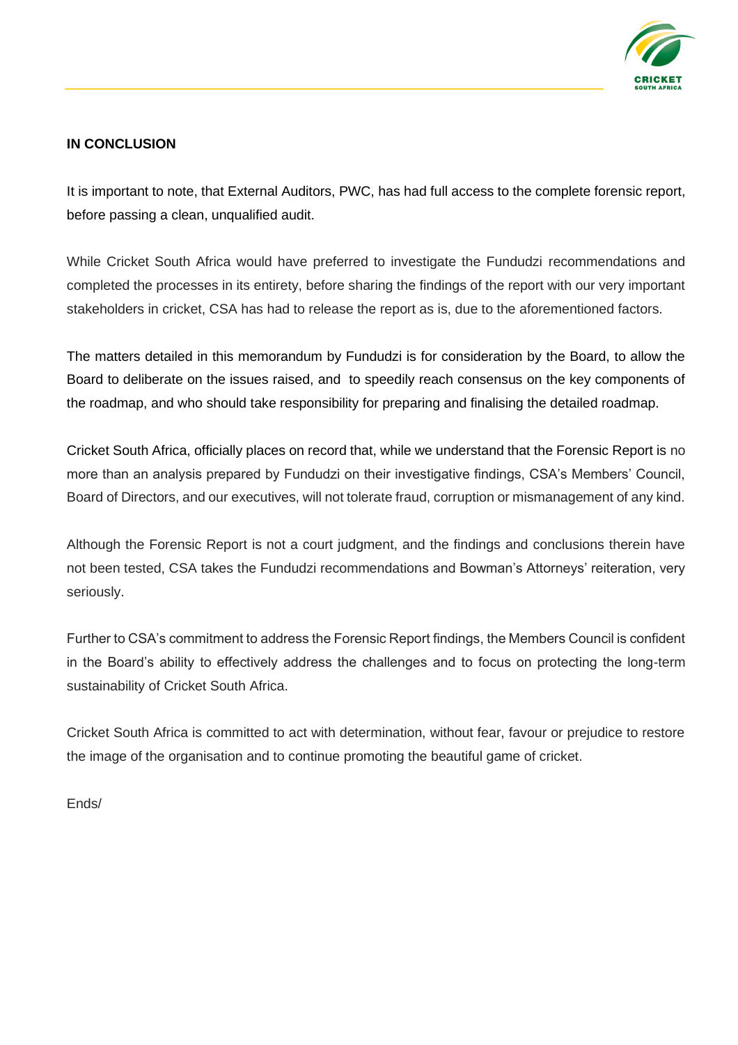**IN CONCLUSION**

It is important to note, that External Auditors, PWC, has had full access to the complete forensic report, before passing a clean, unqualified audit.

While Cricket South Africa would have preferred to investigate the Fundudzi recommendations and completed the processes in its entirety, before sharing the findings of the report with our very important stakeholders in cricket, CSA has had to release the report as is, due to the aforementioned factors.

The matters detailed in this memorandum by Fundudzi is for consideration by the Board, to allow the Board to deliberate on the issues raised, and to speedily reach consensus on the key components of the roadmap, and who should take responsibility for preparing and finalising the detailed roadmap.

Cricket South Africa, officially places on record that, while we understand that the Forensic Report is no more than an analysis prepared by Fundudzi on their investigative findings, CSA's Members' Council, Board of Directors, and our executives, will not tolerate fraud, corruption or mismanagement of any kind.

Although the Forensic Report is not a court judgment, and the findings and conclusions therein have not been tested, CSA takes the Fundudzi recommendations and Bowman's Attorneys' reiteration, very seriously.

Further to CSA's commitment to address the Forensic Report findings, the Members Council is confident in the Board's ability to effectively address the challenges and to focus on protecting the long-term sustainability of Cricket South Africa.

Cricket South Africa is committed to act with determination, without fear, favour or prejudice to restore the image of the organisation and to continue promoting the beautiful game of cricket.

Ends/